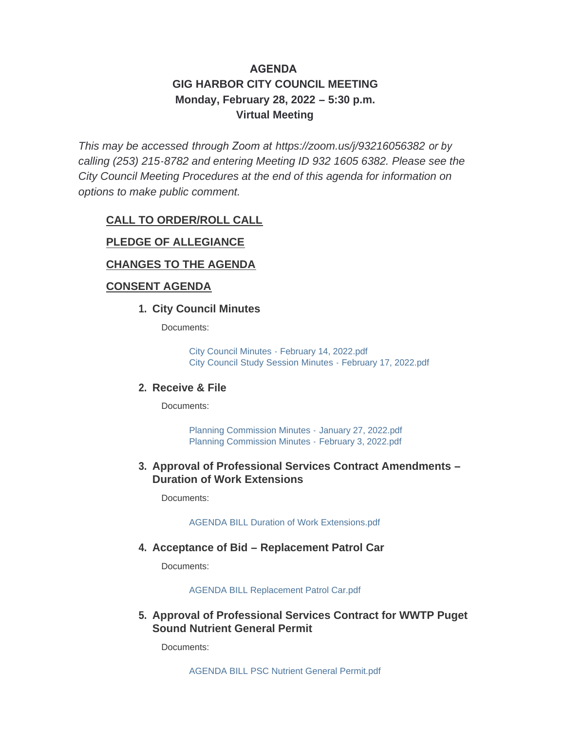# AGENDA
## GIG HARBOR CITY COUNCIL MEETING
## Monday, February 28, 2022 – 5:30 p.m.
## Virtual Meeting

*This may be accessed through Zoom at https://zoom.us/j/93216056382 or by calling (253) 215-8782 and entering Meeting ID 932 1605 6382. Please see the City Council Meeting Procedures at the end of this agenda for information on options to make public comment.*

**CALL TO ORDER/ROLL CALL**

**PLEDGE OF ALLEGIANCE**

**CHANGES TO THE AGENDA**

**CONSENT AGENDA**

1. **City Council Minutes**

   Documents:

   City Council Minutes - February 14, 2022.pdf
   City Council Study Session Minutes - February 17, 2022.pdf

2. **Receive & File**

   Documents:

   Planning Commission Minutes - January 27, 2022.pdf
   Planning Commission Minutes - February 3, 2022.pdf

3. **Approval of Professional Services Contract Amendments – Duration of Work Extensions**

   Documents:

   AGENDA BILL Duration of Work Extensions.pdf

4. **Acceptance of Bid – Replacement Patrol Car**

   Documents:

   AGENDA BILL Replacement Patrol Car.pdf

5. **Approval of Professional Services Contract for WWTP Puget Sound Nutrient General Permit**

   Documents:

   AGENDA BILL PSC Nutrient General Permit.pdf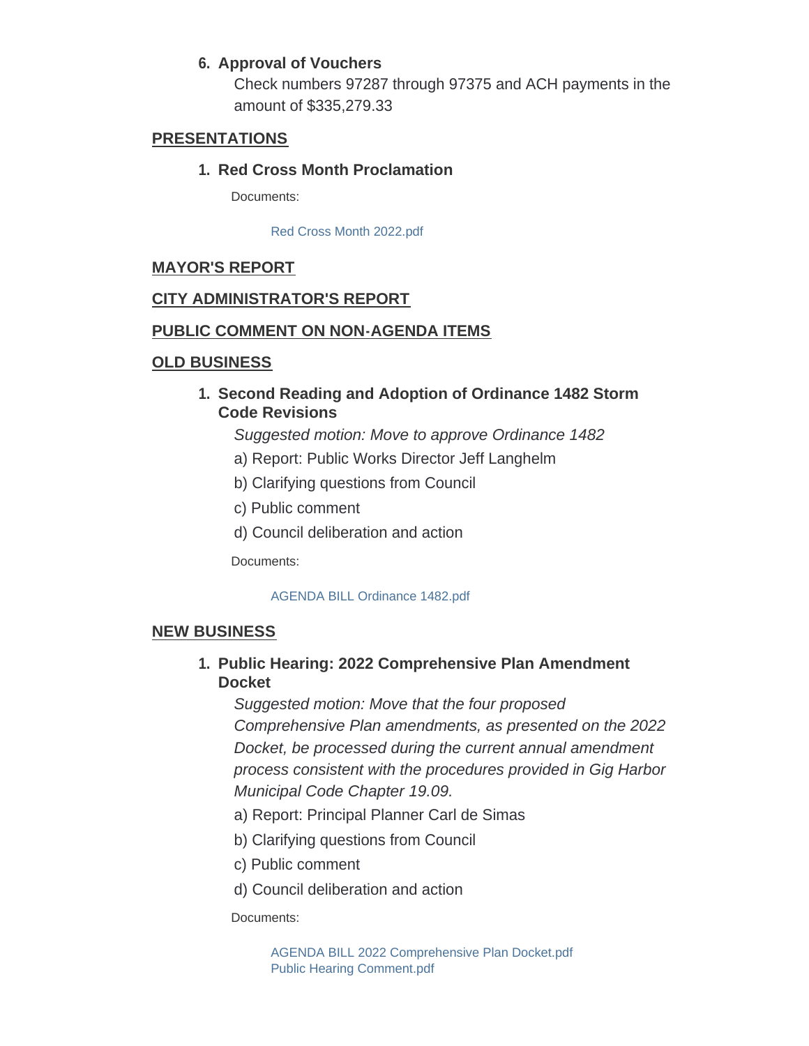6. **Approval of Vouchers**

   Check numbers 97287 through 97375 and ACH payments in the amount of $335,279.33

## PRESENTATIONS

1. **Red Cross Month Proclamation**

   Documents:

   Red Cross Month 2022.pdf

## MAYOR'S REPORT

## CITY ADMINISTRATOR'S REPORT

## PUBLIC COMMENT ON NON-AGENDA ITEMS

## OLD BUSINESS

1. **Second Reading and Adoption of Ordinance 1482 Storm Code Revisions**

   *Suggested motion: Move to approve Ordinance 1482*

   a) Report: Public Works Director Jeff Langhelm

   b) Clarifying questions from Council

   c) Public comment

   d) Council deliberation and action

   Documents:

   AGENDA BILL Ordinance 1482.pdf

## NEW BUSINESS

1. **Public Hearing: 2022 Comprehensive Plan Amendment Docket**

   *Suggested motion: Move that the four proposed Comprehensive Plan amendments, as presented on the 2022 Docket, be processed during the current annual amendment process consistent with the procedures provided in Gig Harbor Municipal Code Chapter 19.09.*

   a) Report: Principal Planner Carl de Simas

   b) Clarifying questions from Council

   c) Public comment

   d) Council deliberation and action

   Documents:

   AGENDA BILL 2022 Comprehensive Plan Docket.pdf
   Public Hearing Comment.pdf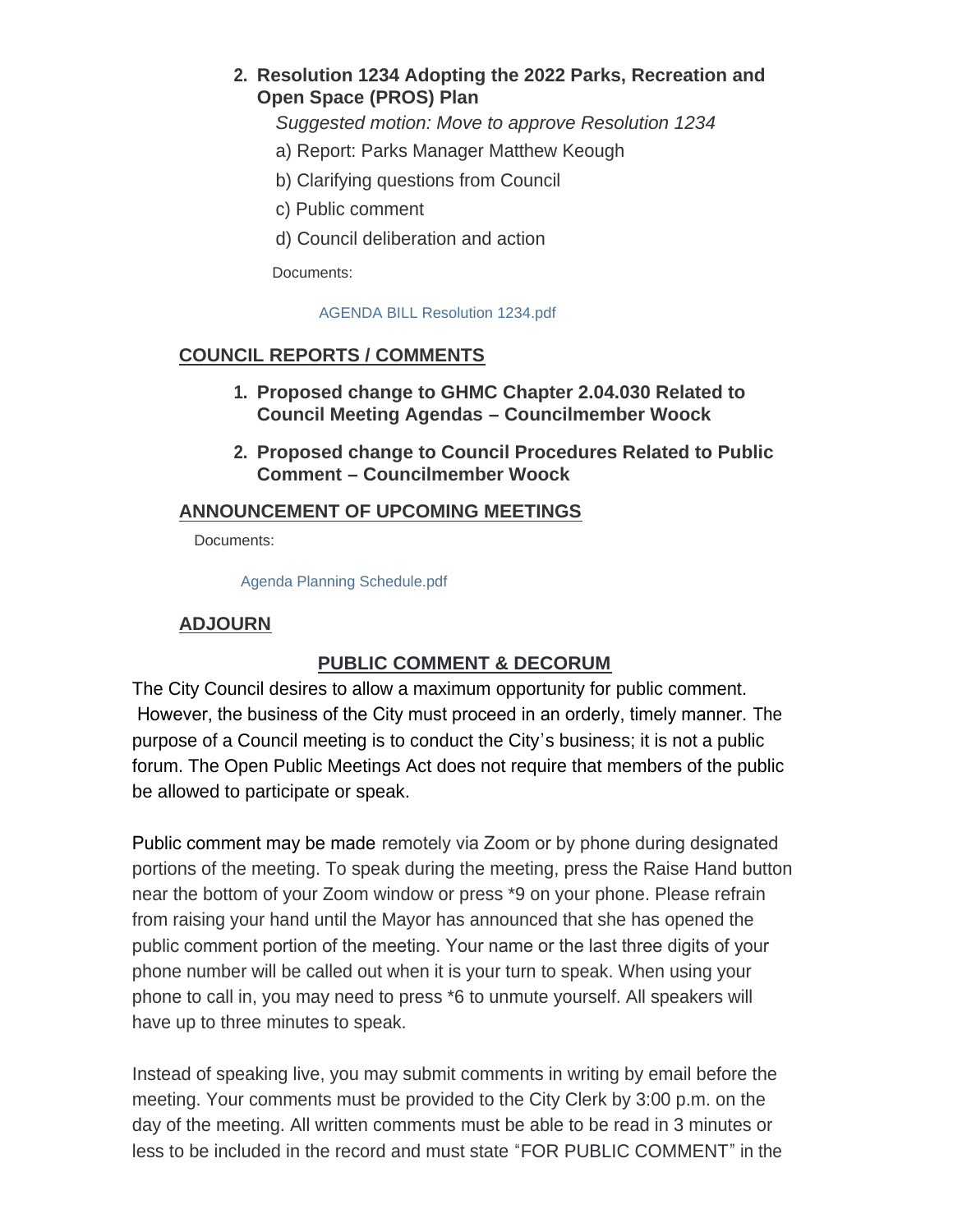2. **Resolution 1234 Adopting the 2022 Parks, Recreation and Open Space (PROS) Plan**

   *Suggested motion: Move to approve Resolution 1234*

   a) Report: Parks Manager Matthew Keough

   b) Clarifying questions from Council

   c) Public comment

   d) Council deliberation and action

   Documents:

   AGENDA BILL Resolution 1234.pdf

## COUNCIL REPORTS / COMMENTS

1. **Proposed change to GHMC Chapter 2.04.030 Related to Council Meeting Agendas – Councilmember Woock**
2. **Proposed change to Council Procedures Related to Public Comment – Councilmember Woock**

## ANNOUNCEMENT OF UPCOMING MEETINGS

Documents:

Agenda Planning Schedule.pdf

## ADJOURN

## PUBLIC COMMENT & DECORUM

The City Council desires to allow a maximum opportunity for public comment. However, the business of the City must proceed in an orderly, timely manner. The purpose of a Council meeting is to conduct the City's business; it is not a public forum. The Open Public Meetings Act does not require that members of the public be allowed to participate or speak.

Public comment may be made remotely via Zoom or by phone during designated portions of the meeting. To speak during the meeting, press the Raise Hand button near the bottom of your Zoom window or press *9 on your phone. Please refrain from raising your hand until the Mayor has announced that she has opened the public comment portion of the meeting. Your name or the last three digits of your phone number will be called out when it is your turn to speak. When using your phone to call in, you may need to press *6 to unmute yourself. All speakers will have up to three minutes to speak.

Instead of speaking live, you may submit comments in writing by email before the meeting. Your comments must be provided to the City Clerk by 3:00 p.m. on the day of the meeting. All written comments must be able to be read in 3 minutes or less to be included in the record and must state "FOR PUBLIC COMMENT" in the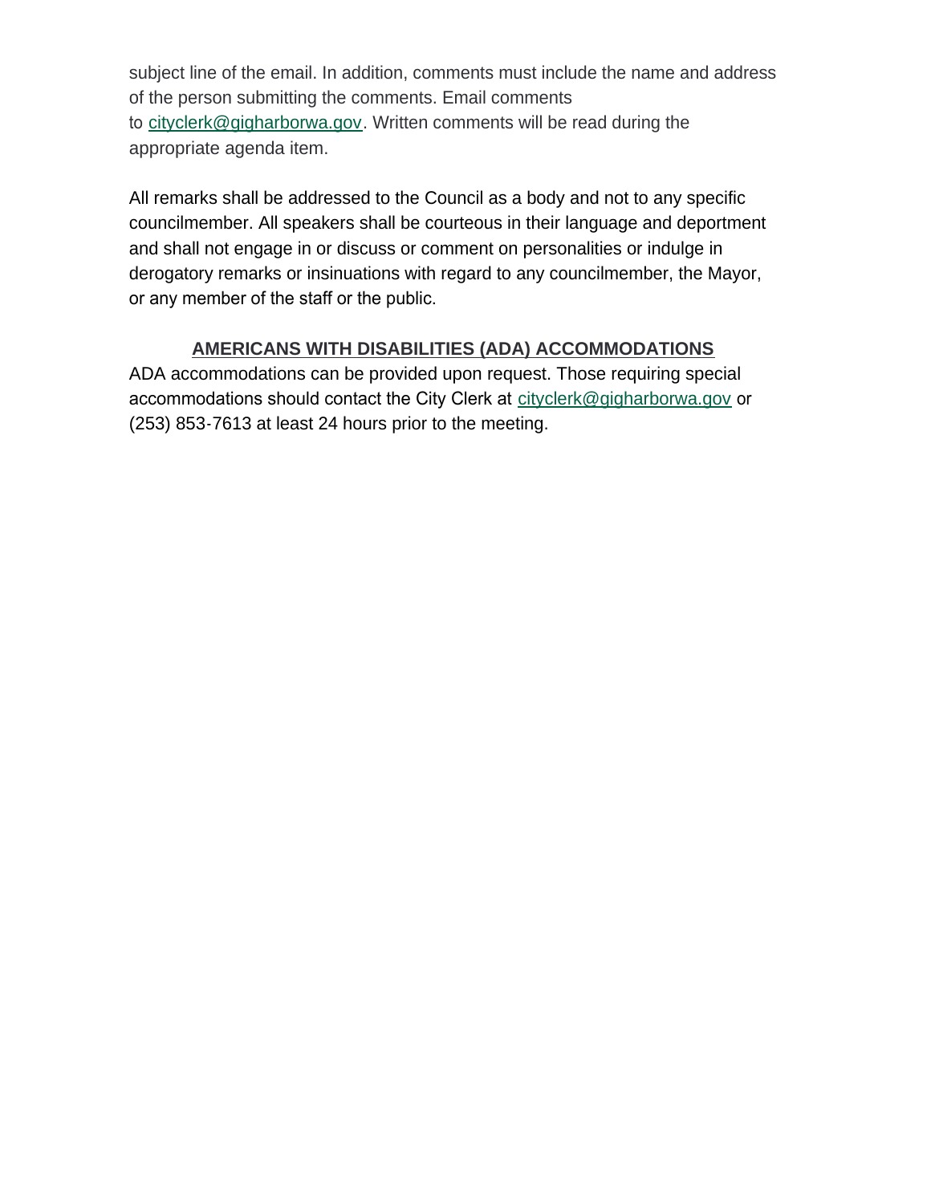subject line of the email. In addition, comments must include the name and address of the person submitting the comments. Email comments to [cityclerk@gigharborwa.gov](mailto:cityclerk@gigharborwa.gov). Written comments will be read during the appropriate agenda item.

All remarks shall be addressed to the Council as a body and not to any specific councilmember. All speakers shall be courteous in their language and deportment and shall not engage in or discuss or comment on personalities or indulge in derogatory remarks or insinuations with regard to any councilmember, the Mayor, or any member of the staff or the public.

## AMERICANS WITH DISABILITIES (ADA) ACCOMMODATIONS

ADA accommodations can be provided upon request. Those requiring special accommodations should contact the City Clerk at [cityclerk@gigharborwa.gov](mailto:cityclerk@gigharborwa.gov) or (253) 853-7613 at least 24 hours prior to the meeting.